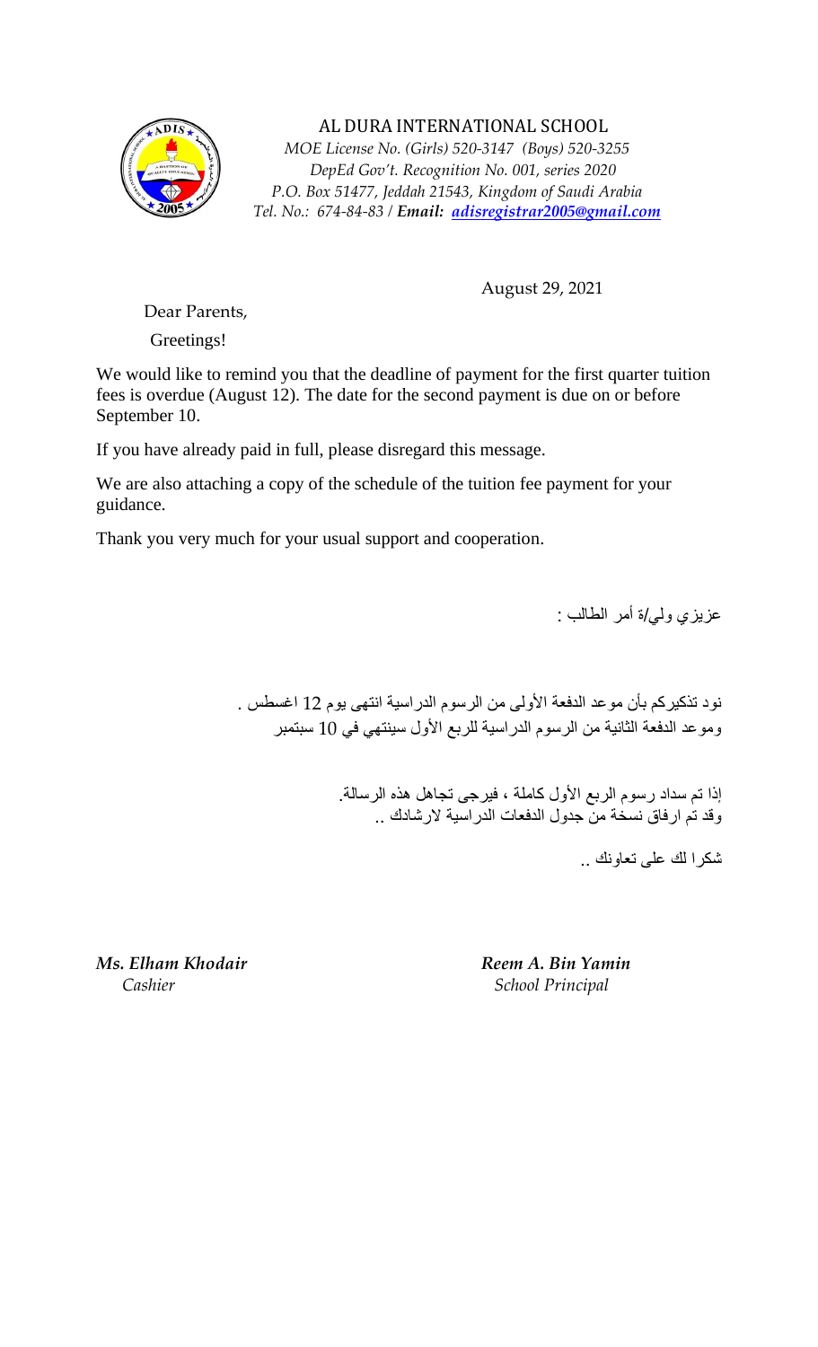# AL DURA INTERNATIONAL SCHOOL

*MOE License No. (Girls) 520-3147 (Boys) 520-3255*
*DepEd Gov't. Recognition No. 001, series 2020*
*P.O. Box 51477, Jeddah 21543, Kingdom of Saudi Arabia*
*Tel. No.: 674-84-83 / **Email:** adisregistrar2005@gmail.com*

August 29, 2021

Dear Parents,

Greetings!

We would like to remind you that the deadline of payment for the first quarter tuition fees is overdue (August 12). The date for the second payment is due on or before September 10.

If you have already paid in full, please disregard this message.

We are also attaching a copy of the schedule of the tuition fee payment for your guidance.

Thank you very much for your usual support and cooperation.

عزيزي ولي/ة أمر الطالب :

نود تذكيركم بأن موعد الدفعة الأولى من الرسوم الدراسية انتهى يوم 12 اغسطس .
وموعد الدفعة الثانية من الرسوم الدراسية للربع الأول سينتهي في 10 سبتمبر

إذا تم سداد رسوم الربع الأول كاملة ، فيرجى تجاهل هذه الرسالة.
وقد تم ارفاق نسخة من جدول الدفعات الدراسية لارشادك ..

شكرا لك على تعاونك ..

***Ms. Elham Khodair***
*Cashier*

***Reem A. Bin Yamin***
*School Principal*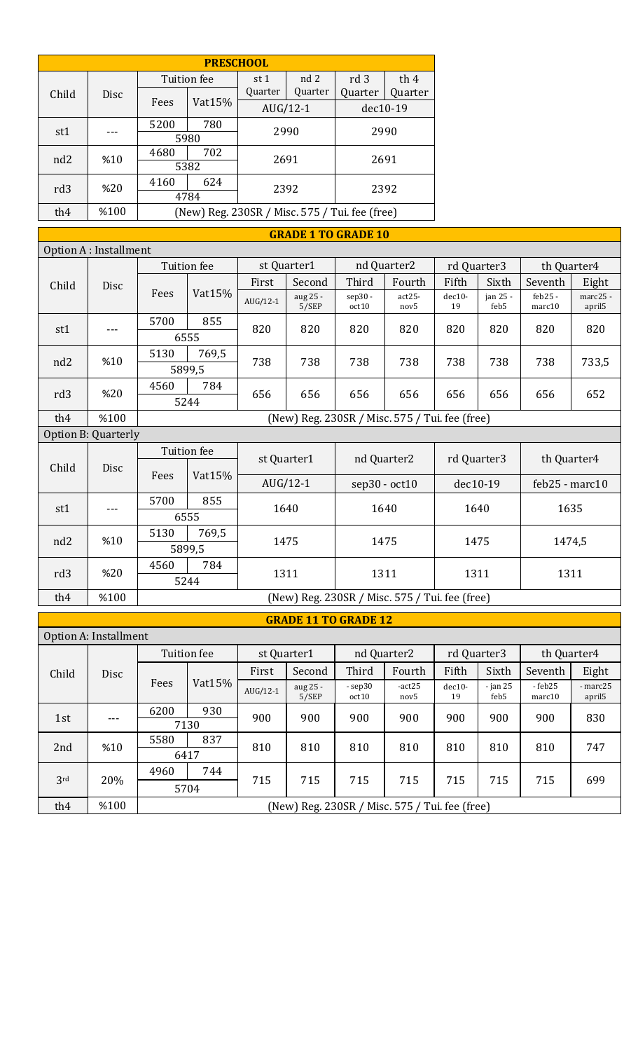## PRESCHOOL

| Child | Disc | Tuition fee | | st 1 Quarter | nd 2 Quarter | rd 3 Quarter | th 4 Quarter |
|---|---|---|---|---|---|---|---|
| | | Fees | Vat15% | AUG/12-1 | | dec10-19 | |
| st1 | --- | 5200 | 780 | 2990 | | 2990 | |
| | | 5980 | | | | | |
| nd2 | %10 | 4680 | 702 | 2691 | | 2691 | |
| | | 5382 | | | | | |
| rd3 | %20 | 4160 | 624 | 2392 | | 2392 | |
| | | 4784 | | | | | |
| th4 | %100 | (New) Reg. 230SR / Misc. 575 / Tui. fee (free) | | | | | |

## GRADE 1 TO GRADE 10

Option A : Installment

| Child | Disc | Tuition fee | | st Quarter1 | | nd Quarter2 | | rd Quarter3 | | th Quarter4 | |
|---|---|---|---|---|---|---|---|---|---|---|---|
| | | Fees | Vat15% | First | Second | Third | Fourth | Fifth | Sixth | Seventh | Eight |
| | | | | AUG/12-1 | aug 25 - 5/SEP | sep30 - oct10 | act25- nov5 | dec10- 19 | jan 25 - feb5 | feb25 - marc10 | marc25 - april5 |
| st1 | --- | 5700 | 855 | 820 | 820 | 820 | 820 | 820 | 820 | 820 | 820 |
| | | 6555 | | | | | | | | | |
| nd2 | %10 | 5130 | 769,5 | 738 | 738 | 738 | 738 | 738 | 738 | 738 | 733,5 |
| | | 5899,5 | | | | | | | | | |
| rd3 | %20 | 4560 | 784 | 656 | 656 | 656 | 656 | 656 | 656 | 656 | 652 |
| | | 5244 | | | | | | | | | |
| th4 | %100 | (New) Reg. 230SR / Misc. 575 / Tui. fee (free) | | | | | | | | | |

Option B: Quarterly

| Child | Disc | Tuition fee | | st Quarter1 | nd Quarter2 | rd Quarter3 | th Quarter4 |
|---|---|---|---|---|---|---|---|
| | | Fees | Vat15% | AUG/12-1 | sep30 - oct10 | dec10-19 | feb25 - marc10 |
| st1 | --- | 5700 | 855 | 1640 | 1640 | 1640 | 1635 |
| | | 6555 | | | | | |
| nd2 | %10 | 5130 | 769,5 | 1475 | 1475 | 1475 | 1474,5 |
| | | 5899,5 | | | | | |
| rd3 | %20 | 4560 | 784 | 1311 | 1311 | 1311 | 1311 |
| | | 5244 | | | | | |
| th4 | %100 | (New) Reg. 230SR / Misc. 575 / Tui. fee (free) | | | | | |

## GRADE 11 TO GRADE 12

Option A: Installment

| Child | Disc | Tuition fee | | st Quarter1 | | nd Quarter2 | | rd Quarter3 | | th Quarter4 | |
|---|---|---|---|---|---|---|---|---|---|---|---|
| | | Fees | Vat15% | First | Second | Third | Fourth | Fifth | Sixth | Seventh | Eight |
| | | | | AUG/12-1 | aug 25 - 5/SEP | - sep30 oct10 | -act25 nov5 | dec10- 19 | - jan 25 feb5 | - feb25 marc10 | - marc25 april5 |
| 1st | --- | 6200 | 930 | 900 | 900 | 900 | 900 | 900 | 900 | 900 | 830 |
| | | 7130 | | | | | | | | | |
| 2nd | %10 | 5580 | 837 | 810 | 810 | 810 | 810 | 810 | 810 | 810 | 747 |
| | | 6417 | | | | | | | | | |
| 3rd | 20% | 4960 | 744 | 715 | 715 | 715 | 715 | 715 | 715 | 715 | 699 |
| | | 5704 | | | | | | | | | |
| th4 | %100 | (New) Reg. 230SR / Misc. 575 / Tui. fee (free) | | | | | | | | | |